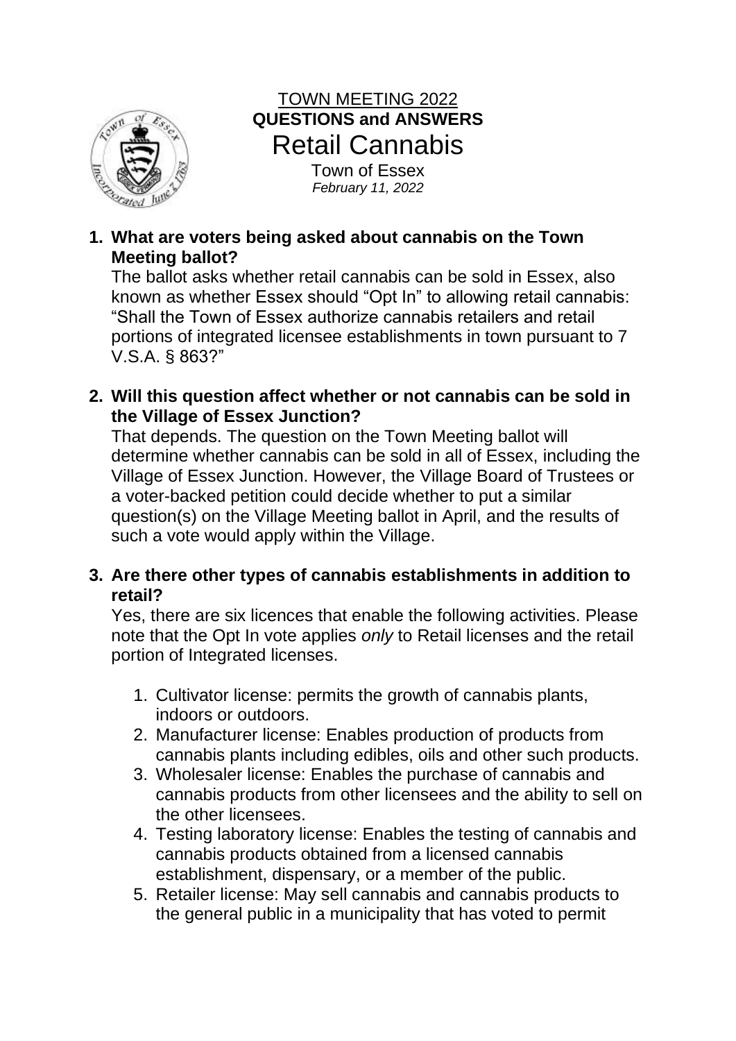# TOWN MEETING 2022

## QUESTIONS and ANSWERS

# Retail Cannabis

Town of Essex
*February 11, 2022*

1. **What are voters being asked about cannabis on the Town Meeting ballot?**
   The ballot asks whether retail cannabis can be sold in Essex, also known as whether Essex should "Opt In" to allowing retail cannabis: "Shall the Town of Essex authorize cannabis retailers and retail portions of integrated licensee establishments in town pursuant to 7 V.S.A. § 863?"

2. **Will this question affect whether or not cannabis can be sold in the Village of Essex Junction?**
   That depends. The question on the Town Meeting ballot will determine whether cannabis can be sold in all of Essex, including the Village of Essex Junction. However, the Village Board of Trustees or a voter-backed petition could decide whether to put a similar question(s) on the Village Meeting ballot in April, and the results of such a vote would apply within the Village.

3. **Are there other types of cannabis establishments in addition to retail?**
   Yes, there are six licences that enable the following activities. Please note that the Opt In vote applies *only* to Retail licenses and the retail portion of Integrated licenses.

   1. Cultivator license: permits the growth of cannabis plants, indoors or outdoors.
   2. Manufacturer license: Enables production of products from cannabis plants including edibles, oils and other such products.
   3. Wholesaler license: Enables the purchase of cannabis and cannabis products from other licensees and the ability to sell on the other licensees.
   4. Testing laboratory license: Enables the testing of cannabis and cannabis products obtained from a licensed cannabis establishment, dispensary, or a member of the public.
   5. Retailer license: May sell cannabis and cannabis products to the general public in a municipality that has voted to permit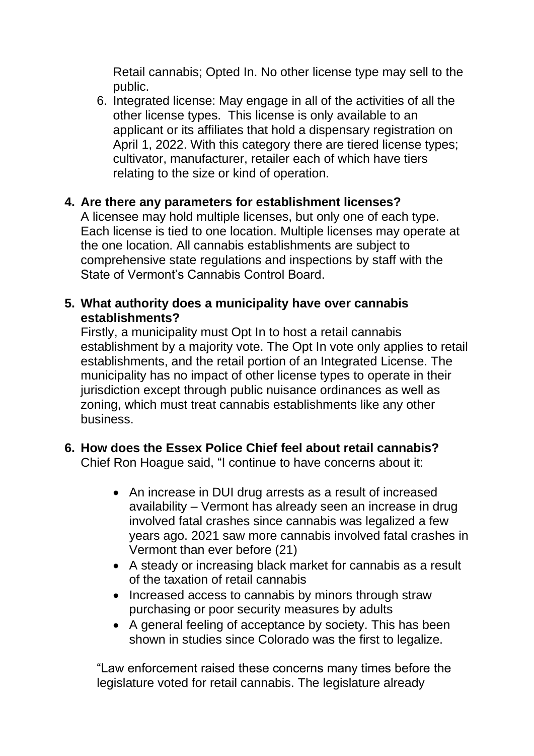Retail cannabis; Opted In. No other license type may sell to the public.

6. Integrated license: May engage in all of the activities of all the other license types. This license is only available to an applicant or its affiliates that hold a dispensary registration on April 1, 2022. With this category there are tiered license types; cultivator, manufacturer, retailer each of which have tiers relating to the size or kind of operation.

**4. Are there any parameters for establishment licenses?**

A licensee may hold multiple licenses, but only one of each type. Each license is tied to one location. Multiple licenses may operate at the one location. All cannabis establishments are subject to comprehensive state regulations and inspections by staff with the State of Vermont's Cannabis Control Board.

**5. What authority does a municipality have over cannabis establishments?**

Firstly, a municipality must Opt In to host a retail cannabis establishment by a majority vote. The Opt In vote only applies to retail establishments, and the retail portion of an Integrated License. The municipality has no impact of other license types to operate in their jurisdiction except through public nuisance ordinances as well as zoning, which must treat cannabis establishments like any other business.

**6. How does the Essex Police Chief feel about retail cannabis?**

Chief Ron Hoague said, "I continue to have concerns about it:

- An increase in DUI drug arrests as a result of increased availability – Vermont has already seen an increase in drug involved fatal crashes since cannabis was legalized a few years ago. 2021 saw more cannabis involved fatal crashes in Vermont than ever before (21)
- A steady or increasing black market for cannabis as a result of the taxation of retail cannabis
- Increased access to cannabis by minors through straw purchasing or poor security measures by adults
- A general feeling of acceptance by society. This has been shown in studies since Colorado was the first to legalize.

"Law enforcement raised these concerns many times before the legislature voted for retail cannabis. The legislature already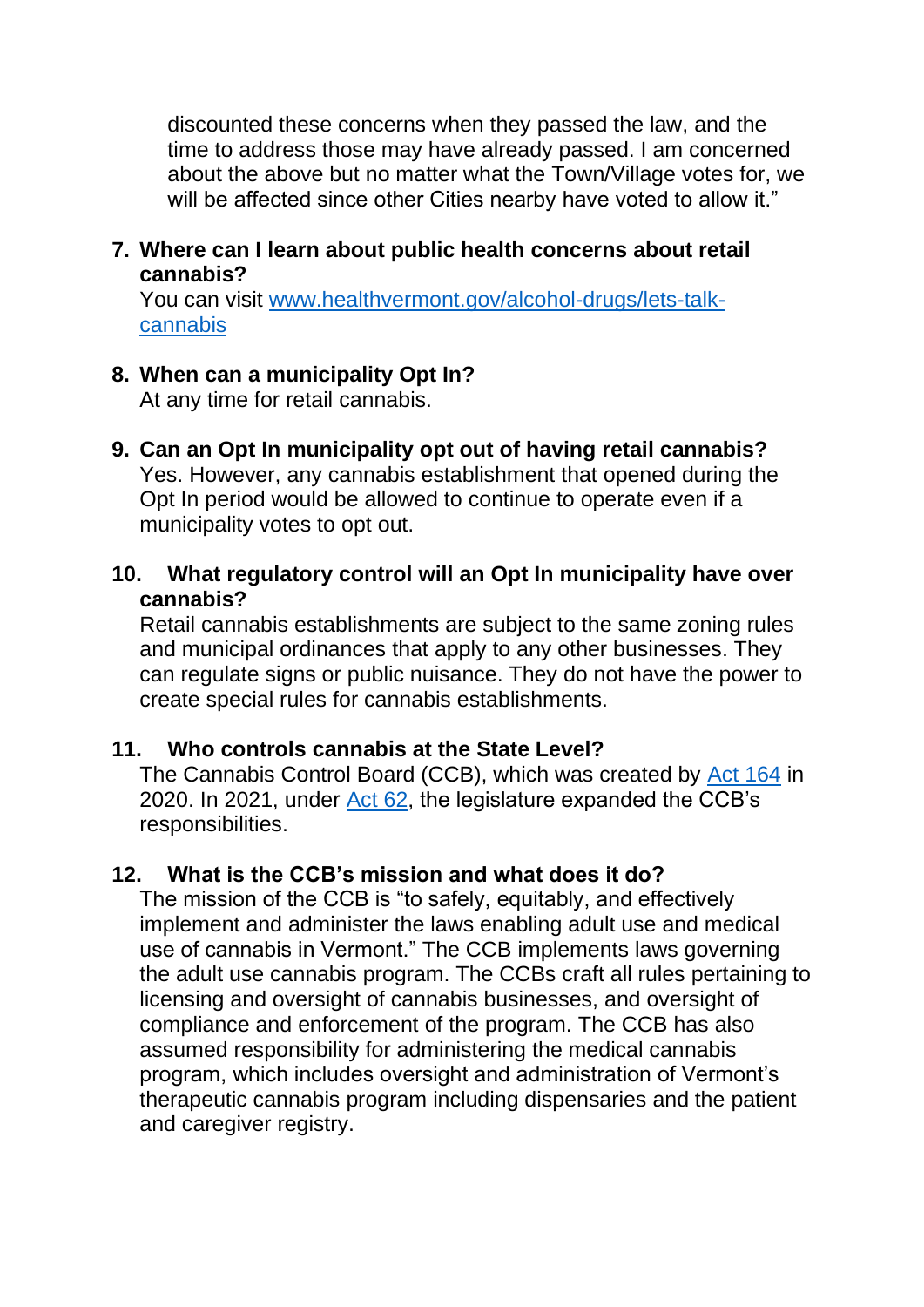discounted these concerns when they passed the law, and the time to address those may have already passed. I am concerned about the above but no matter what the Town/Village votes for, we will be affected since other Cities nearby have voted to allow it."

7. **Where can I learn about public health concerns about retail cannabis?**
   You can visit [www.healthvermont.gov/alcohol-drugs/lets-talk-cannabis](www.healthvermont.gov/alcohol-drugs/lets-talk-cannabis)

8. **When can a municipality Opt In?**
   At any time for retail cannabis.

9. **Can an Opt In municipality opt out of having retail cannabis?**
   Yes. However, any cannabis establishment that opened during the Opt In period would be allowed to continue to operate even if a municipality votes to opt out.

10. **What regulatory control will an Opt In municipality have over cannabis?**
    Retail cannabis establishments are subject to the same zoning rules and municipal ordinances that apply to any other businesses. They can regulate signs or public nuisance. They do not have the power to create special rules for cannabis establishments.

11. **Who controls cannabis at the State Level?**
    The Cannabis Control Board (CCB), which was created by Act 164 in 2020. In 2021, under Act 62, the legislature expanded the CCB's responsibilities.

12. **What is the CCB's mission and what does it do?**
    The mission of the CCB is "to safely, equitably, and effectively implement and administer the laws enabling adult use and medical use of cannabis in Vermont." The CCB implements laws governing the adult use cannabis program. The CCBs craft all rules pertaining to licensing and oversight of cannabis businesses, and oversight of compliance and enforcement of the program. The CCB has also assumed responsibility for administering the medical cannabis program, which includes oversight and administration of Vermont's therapeutic cannabis program including dispensaries and the patient and caregiver registry.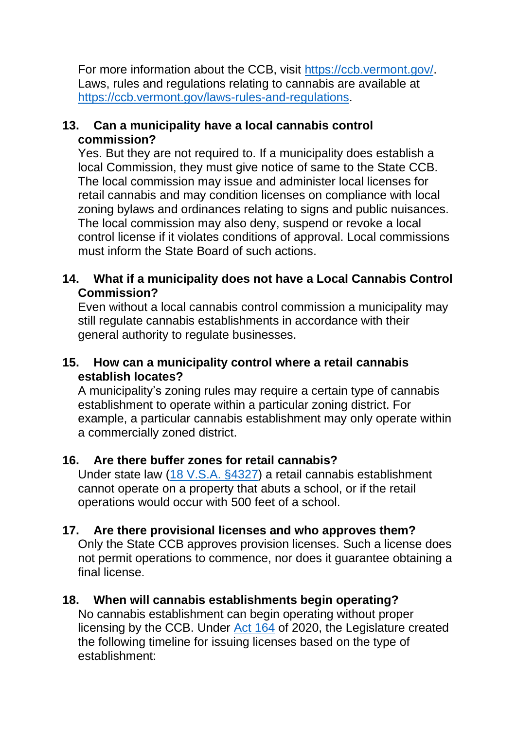For more information about the CCB, visit [https://ccb.vermont.gov/](https://ccb.vermont.gov/). Laws, rules and regulations relating to cannabis are available at [https://ccb.vermont.gov/laws-rules-and-regulations](https://ccb.vermont.gov/laws-rules-and-regulations).

**13. Can a municipality have a local cannabis control commission?**

Yes. But they are not required to. If a municipality does establish a local Commission, they must give notice of same to the State CCB. The local commission may issue and administer local licenses for retail cannabis and may condition licenses on compliance with local zoning bylaws and ordinances relating to signs and public nuisances. The local commission may also deny, suspend or revoke a local control license if it violates conditions of approval. Local commissions must inform the State Board of such actions.

**14. What if a municipality does not have a Local Cannabis Control Commission?**

Even without a local cannabis control commission a municipality may still regulate cannabis establishments in accordance with their general authority to regulate businesses.

**15. How can a municipality control where a retail cannabis establish locates?**

A municipality's zoning rules may require a certain type of cannabis establishment to operate within a particular zoning district. For example, a particular cannabis establishment may only operate within a commercially zoned district.

**16. Are there buffer zones for retail cannabis?**

Under state law ([18 V.S.A. §4327]()) a retail cannabis establishment cannot operate on a property that abuts a school, or if the retail operations would occur with 500 feet of a school.

**17. Are there provisional licenses and who approves them?**

Only the State CCB approves provision licenses. Such a license does not permit operations to commence, nor does it guarantee obtaining a final license.

**18. When will cannabis establishments begin operating?**

No cannabis establishment can begin operating without proper licensing by the CCB. Under [Act 164]() of 2020, the Legislature created the following timeline for issuing licenses based on the type of establishment: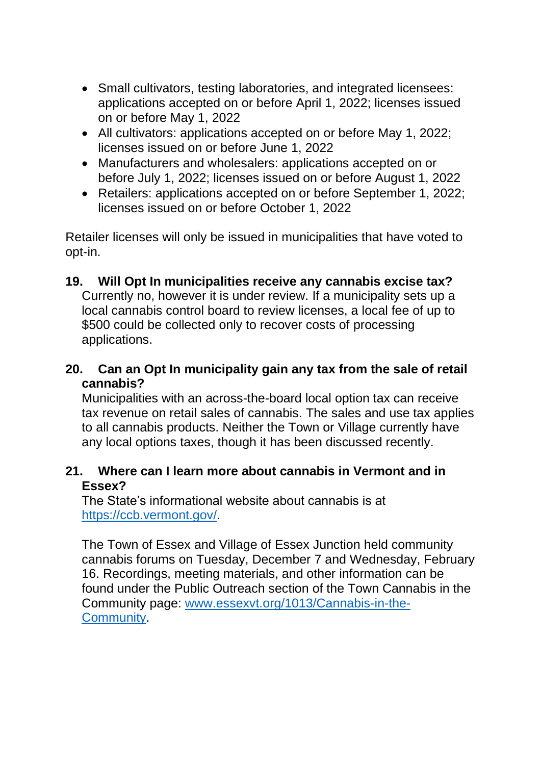- Small cultivators, testing laboratories, and integrated licensees: applications accepted on or before April 1, 2022; licenses issued on or before May 1, 2022
- All cultivators: applications accepted on or before May 1, 2022; licenses issued on or before June 1, 2022
- Manufacturers and wholesalers: applications accepted on or before July 1, 2022; licenses issued on or before August 1, 2022
- Retailers: applications accepted on or before September 1, 2022; licenses issued on or before October 1, 2022

Retailer licenses will only be issued in municipalities that have voted to opt-in.

**19. Will Opt In municipalities receive any cannabis excise tax?**
Currently no, however it is under review. If a municipality sets up a local cannabis control board to review licenses, a local fee of up to $500 could be collected only to recover costs of processing applications.

**20. Can an Opt In municipality gain any tax from the sale of retail cannabis?**
Municipalities with an across-the-board local option tax can receive tax revenue on retail sales of cannabis. The sales and use tax applies to all cannabis products. Neither the Town or Village currently have any local options taxes, though it has been discussed recently.

**21. Where can I learn more about cannabis in Vermont and in Essex?**
The State's informational website about cannabis is at [https://ccb.vermont.gov/](https://ccb.vermont.gov/).

The Town of Essex and Village of Essex Junction held community cannabis forums on Tuesday, December 7 and Wednesday, February 16. Recordings, meeting materials, and other information can be found under the Public Outreach section of the Town Cannabis in the Community page: [www.essexvt.org/1013/Cannabis-in-the-Community](www.essexvt.org/1013/Cannabis-in-the-Community).